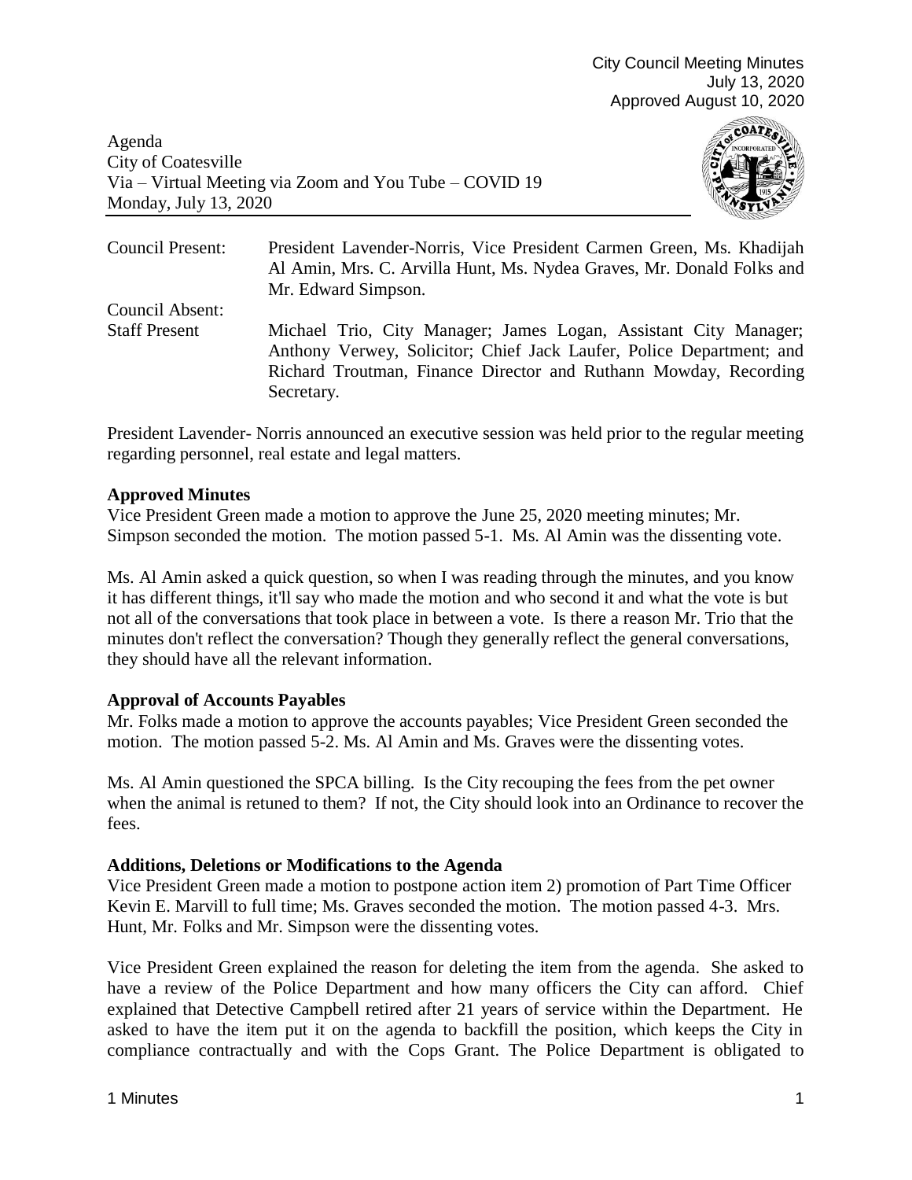City Council Meeting Minutes
July 13, 2020
Approved August 10, 2020

Agenda
City of Coatesville
Via – Virtual Meeting via Zoom and You Tube – COVID 19
Monday, July 13, 2020

| | |
|---|---|
| Council Present: | President Lavender-Norris, Vice President Carmen Green, Ms. Khadijah Al Amin, Mrs. C. Arvilla Hunt, Ms. Nydea Graves, Mr. Donald Folks and Mr. Edward Simpson. |
| Council Absent: | |
| Staff Present | Michael Trio, City Manager; James Logan, Assistant City Manager; Anthony Verwey, Solicitor; Chief Jack Laufer, Police Department; and Richard Troutman, Finance Director and Ruthann Mowday, Recording Secretary. |

President Lavender- Norris announced an executive session was held prior to the regular meeting regarding personnel, real estate and legal matters.

**Approved Minutes**

Vice President Green made a motion to approve the June 25, 2020 meeting minutes; Mr. Simpson seconded the motion. The motion passed 5-1. Ms. Al Amin was the dissenting vote.

Ms. Al Amin asked a quick question, so when I was reading through the minutes, and you know it has different things, it'll say who made the motion and who second it and what the vote is but not all of the conversations that took place in between a vote. Is there a reason Mr. Trio that the minutes don't reflect the conversation? Though they generally reflect the general conversations, they should have all the relevant information.

**Approval of Accounts Payables**

Mr. Folks made a motion to approve the accounts payables; Vice President Green seconded the motion. The motion passed 5-2. Ms. Al Amin and Ms. Graves were the dissenting votes.

Ms. Al Amin questioned the SPCA billing. Is the City recouping the fees from the pet owner when the animal is retuned to them? If not, the City should look into an Ordinance to recover the fees.

**Additions, Deletions or Modifications to the Agenda**

Vice President Green made a motion to postpone action item 2) promotion of Part Time Officer Kevin E. Marvill to full time; Ms. Graves seconded the motion. The motion passed 4-3. Mrs. Hunt, Mr. Folks and Mr. Simpson were the dissenting votes.

Vice President Green explained the reason for deleting the item from the agenda. She asked to have a review of the Police Department and how many officers the City can afford. Chief explained that Detective Campbell retired after 21 years of service within the Department. He asked to have the item put it on the agenda to backfill the position, which keeps the City in compliance contractually and with the Cops Grant. The Police Department is obligated to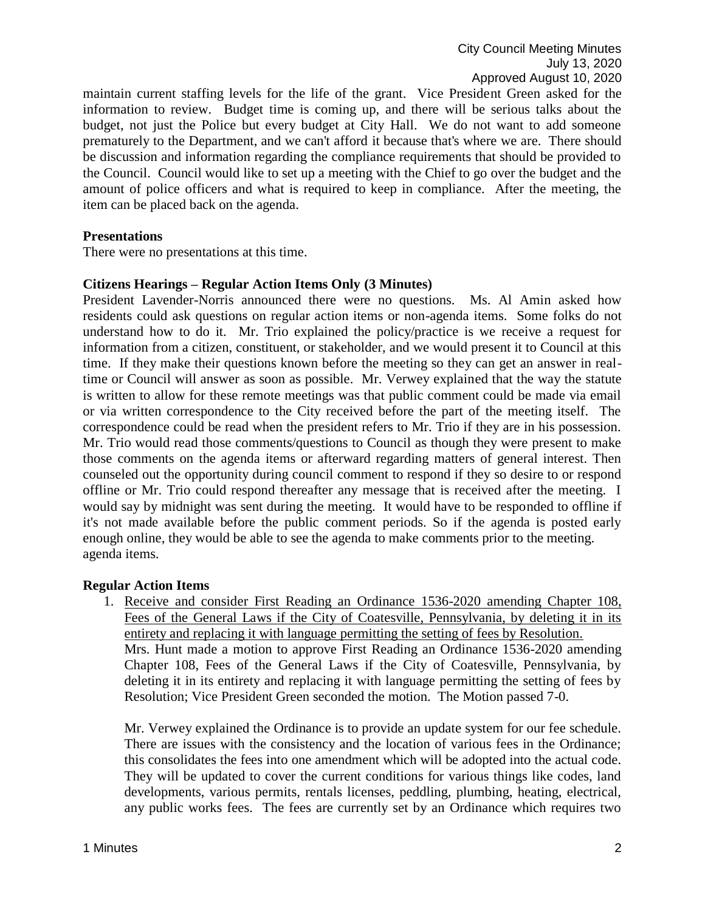maintain current staffing levels for the life of the grant. Vice President Green asked for the information to review. Budget time is coming up, and there will be serious talks about the budget, not just the Police but every budget at City Hall. We do not want to add someone prematurely to the Department, and we can't afford it because that's where we are. There should be discussion and information regarding the compliance requirements that should be provided to the Council. Council would like to set up a meeting with the Chief to go over the budget and the amount of police officers and what is required to keep in compliance. After the meeting, the item can be placed back on the agenda.

**Presentations**

There were no presentations at this time.

**Citizens Hearings – Regular Action Items Only (3 Minutes)**

President Lavender-Norris announced there were no questions. Ms. Al Amin asked how residents could ask questions on regular action items or non-agenda items. Some folks do not understand how to do it. Mr. Trio explained the policy/practice is we receive a request for information from a citizen, constituent, or stakeholder, and we would present it to Council at this time. If they make their questions known before the meeting so they can get an answer in real-time or Council will answer as soon as possible. Mr. Verwey explained that the way the statute is written to allow for these remote meetings was that public comment could be made via email or via written correspondence to the City received before the part of the meeting itself. The correspondence could be read when the president refers to Mr. Trio if they are in his possession. Mr. Trio would read those comments/questions to Council as though they were present to make those comments on the agenda items or afterward regarding matters of general interest. Then counseled out the opportunity during council comment to respond if they so desire to or respond offline or Mr. Trio could respond thereafter any message that is received after the meeting. I would say by midnight was sent during the meeting. It would have to be responded to offline if it's not made available before the public comment periods. So if the agenda is posted early enough online, they would be able to see the agenda to make comments prior to the meeting. agenda items.

**Regular Action Items**

1. Receive and consider First Reading an Ordinance 1536-2020 amending Chapter 108, Fees of the General Laws if the City of Coatesville, Pennsylvania, by deleting it in its entirety and replacing it with language permitting the setting of fees by Resolution.
   Mrs. Hunt made a motion to approve First Reading an Ordinance 1536-2020 amending Chapter 108, Fees of the General Laws if the City of Coatesville, Pennsylvania, by deleting it in its entirety and replacing it with language permitting the setting of fees by Resolution; Vice President Green seconded the motion. The Motion passed 7-0.

   Mr. Verwey explained the Ordinance is to provide an update system for our fee schedule. There are issues with the consistency and the location of various fees in the Ordinance; this consolidates the fees into one amendment which will be adopted into the actual code. They will be updated to cover the current conditions for various things like codes, land developments, various permits, rentals licenses, peddling, plumbing, heating, electrical, any public works fees. The fees are currently set by an Ordinance which requires two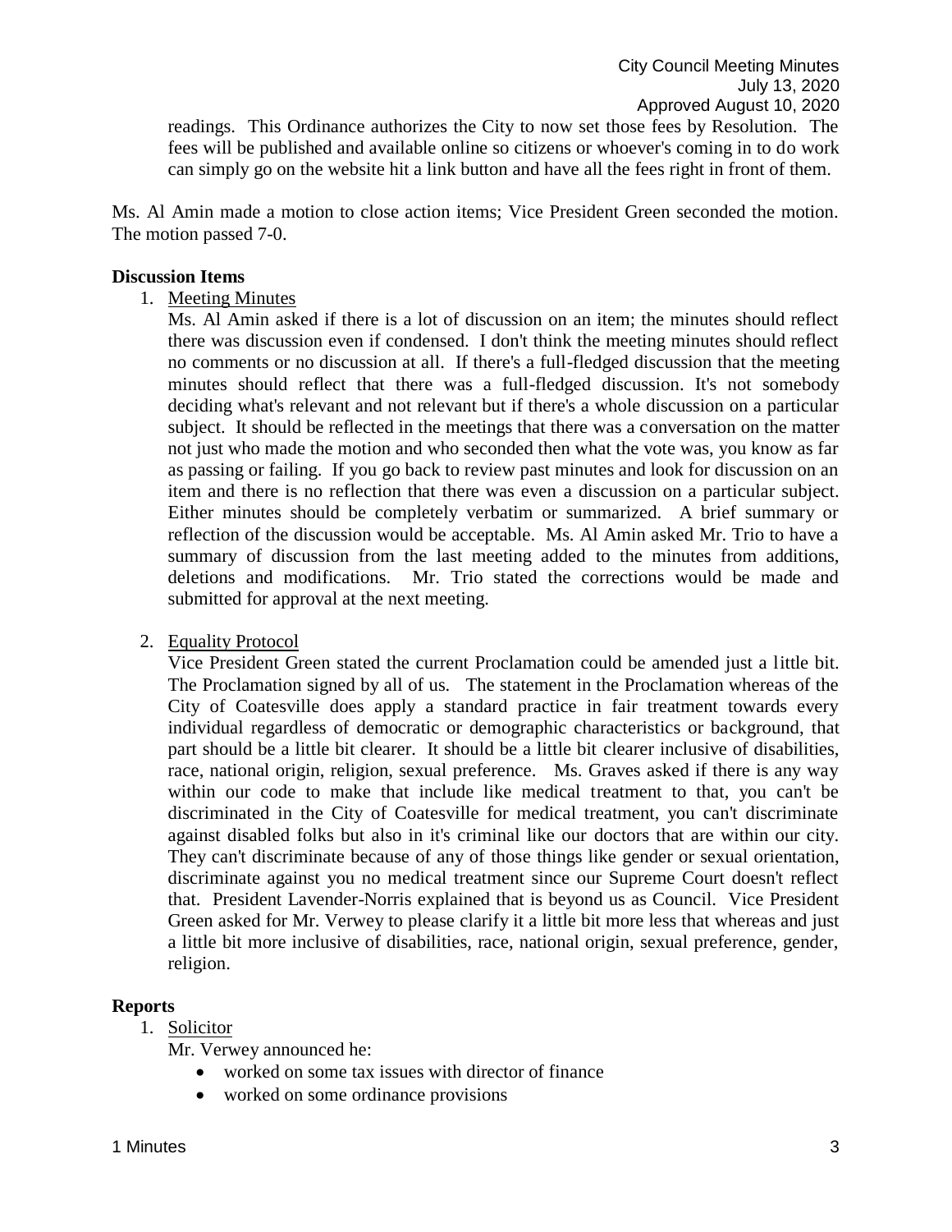readings. This Ordinance authorizes the City to now set those fees by Resolution. The fees will be published and available online so citizens or whoever's coming in to do work can simply go on the website hit a link button and have all the fees right in front of them.

Ms. Al Amin made a motion to close action items; Vice President Green seconded the motion. The motion passed 7-0.

**Discussion Items**

1. Meeting Minutes

   Ms. Al Amin asked if there is a lot of discussion on an item; the minutes should reflect there was discussion even if condensed. I don't think the meeting minutes should reflect no comments or no discussion at all. If there's a full-fledged discussion that the meeting minutes should reflect that there was a full-fledged discussion. It's not somebody deciding what's relevant and not relevant but if there's a whole discussion on a particular subject. It should be reflected in the meetings that there was a conversation on the matter not just who made the motion and who seconded then what the vote was, you know as far as passing or failing. If you go back to review past minutes and look for discussion on an item and there is no reflection that there was even a discussion on a particular subject. Either minutes should be completely verbatim or summarized. A brief summary or reflection of the discussion would be acceptable. Ms. Al Amin asked Mr. Trio to have a summary of discussion from the last meeting added to the minutes from additions, deletions and modifications. Mr. Trio stated the corrections would be made and submitted for approval at the next meeting.

2. Equality Protocol

   Vice President Green stated the current Proclamation could be amended just a little bit. The Proclamation signed by all of us. The statement in the Proclamation whereas of the City of Coatesville does apply a standard practice in fair treatment towards every individual regardless of democratic or demographic characteristics or background, that part should be a little bit clearer. It should be a little bit clearer inclusive of disabilities, race, national origin, religion, sexual preference. Ms. Graves asked if there is any way within our code to make that include like medical treatment to that, you can't be discriminated in the City of Coatesville for medical treatment, you can't discriminate against disabled folks but also in it's criminal like our doctors that are within our city. They can't discriminate because of any of those things like gender or sexual orientation, discriminate against you no medical treatment since our Supreme Court doesn't reflect that. President Lavender-Norris explained that is beyond us as Council. Vice President Green asked for Mr. Verwey to please clarify it a little bit more less that whereas and just a little bit more inclusive of disabilities, race, national origin, sexual preference, gender, religion.

**Reports**

1. Solicitor

   Mr. Verwey announced he:

   - worked on some tax issues with director of finance
   - worked on some ordinance provisions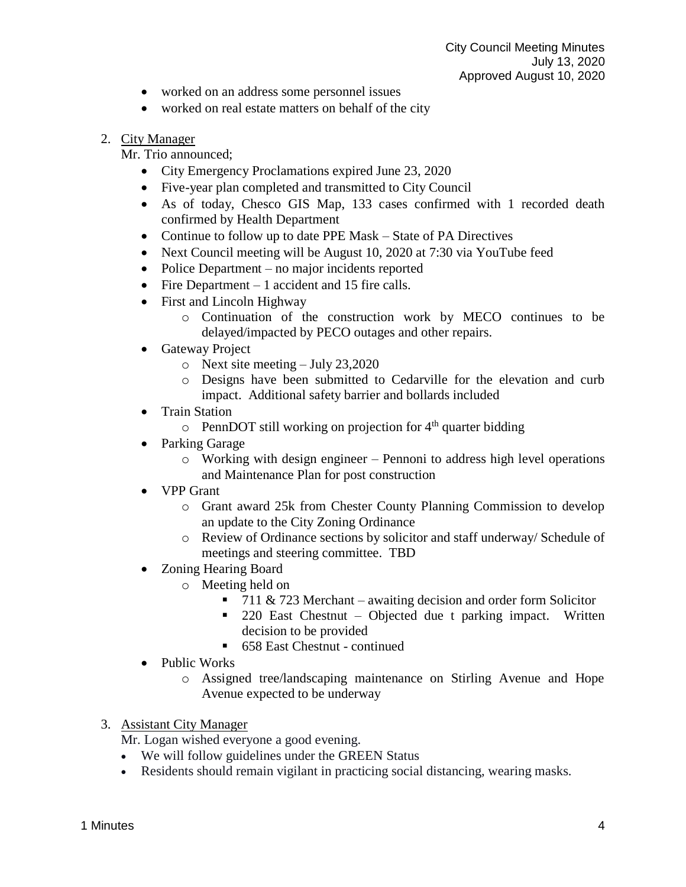- worked on an address some personnel issues
- worked on real estate matters on behalf of the city

2. City Manager

   Mr. Trio announced;

   - City Emergency Proclamations expired June 23, 2020
   - Five-year plan completed and transmitted to City Council
   - As of today, Chesco GIS Map, 133 cases confirmed with 1 recorded death confirmed by Health Department
   - Continue to follow up to date PPE Mask – State of PA Directives
   - Next Council meeting will be August 10, 2020 at 7:30 via YouTube feed
   - Police Department – no major incidents reported
   - Fire Department – 1 accident and 15 fire calls.
   - First and Lincoln Highway
     - Continuation of the construction work by MECO continues to be delayed/impacted by PECO outages and other repairs.
   - Gateway Project
     - Next site meeting – July 23,2020
     - Designs have been submitted to Cedarville for the elevation and curb impact. Additional safety barrier and bollards included
   - Train Station
     - PennDOT still working on projection for 4th quarter bidding
   - Parking Garage
     - Working with design engineer – Pennoni to address high level operations and Maintenance Plan for post construction
   - VPP Grant
     - Grant award 25k from Chester County Planning Commission to develop an update to the City Zoning Ordinance
     - Review of Ordinance sections by solicitor and staff underway/ Schedule of meetings and steering committee. TBD
   - Zoning Hearing Board
     - Meeting held on
       - 711 & 723 Merchant – awaiting decision and order form Solicitor
       - 220 East Chestnut – Objected due t parking impact. Written decision to be provided
       - 658 East Chestnut - continued
   - Public Works
     - Assigned tree/landscaping maintenance on Stirling Avenue and Hope Avenue expected to be underway

3. Assistant City Manager

   Mr. Logan wished everyone a good evening.

   - We will follow guidelines under the GREEN Status
   - Residents should remain vigilant in practicing social distancing, wearing masks.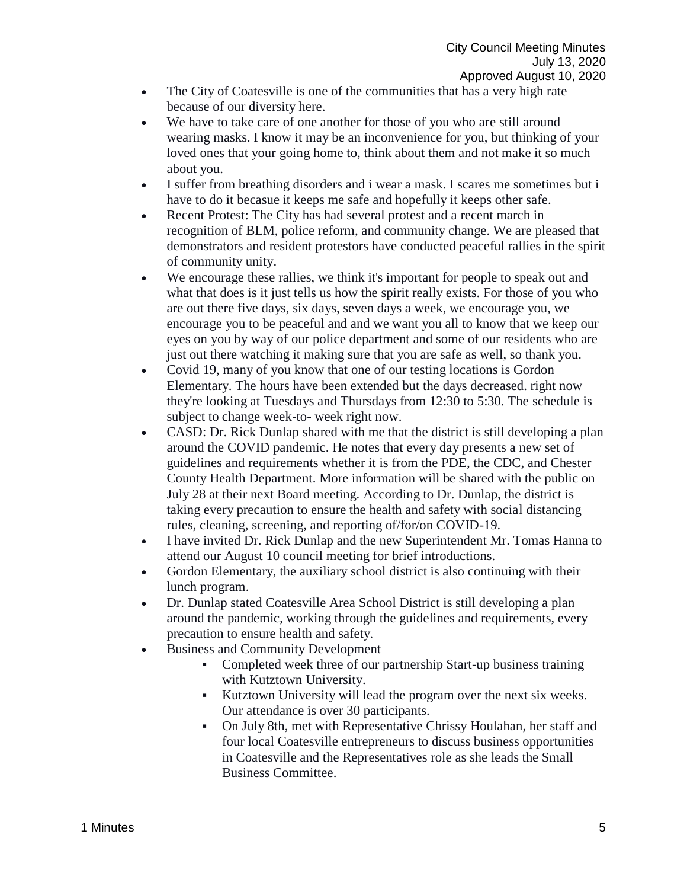- The City of Coatesville is one of the communities that has a very high rate because of our diversity here.
- We have to take care of one another for those of you who are still around wearing masks. I know it may be an inconvenience for you, but thinking of your loved ones that your going home to, think about them and not make it so much about you.
- I suffer from breathing disorders and i wear a mask. I scares me sometimes but i have to do it becasue it keeps me safe and hopefully it keeps other safe.
- Recent Protest: The City has had several protest and a recent march in recognition of BLM, police reform, and community change. We are pleased that demonstrators and resident protestors have conducted peaceful rallies in the spirit of community unity.
- We encourage these rallies, we think it's important for people to speak out and what that does is it just tells us how the spirit really exists. For those of you who are out there five days, six days, seven days a week, we encourage you, we encourage you to be peaceful and and we want you all to know that we keep our eyes on you by way of our police department and some of our residents who are just out there watching it making sure that you are safe as well, so thank you.
- Covid 19, many of you know that one of our testing locations is Gordon Elementary. The hours have been extended but the days decreased. right now they're looking at Tuesdays and Thursdays from 12:30 to 5:30. The schedule is subject to change week-to- week right now.
- CASD: Dr. Rick Dunlap shared with me that the district is still developing a plan around the COVID pandemic. He notes that every day presents a new set of guidelines and requirements whether it is from the PDE, the CDC, and Chester County Health Department. More information will be shared with the public on July 28 at their next Board meeting. According to Dr. Dunlap, the district is taking every precaution to ensure the health and safety with social distancing rules, cleaning, screening, and reporting of/for/on COVID-19.
- I have invited Dr. Rick Dunlap and the new Superintendent Mr. Tomas Hanna to attend our August 10 council meeting for brief introductions.
- Gordon Elementary, the auxiliary school district is also continuing with their lunch program.
- Dr. Dunlap stated Coatesville Area School District is still developing a plan around the pandemic, working through the guidelines and requirements, every precaution to ensure health and safety.
- Business and Community Development
    - Completed week three of our partnership Start-up business training with Kutztown University.
    - Kutztown University will lead the program over the next six weeks. Our attendance is over 30 participants.
    - On July 8th, met with Representative Chrissy Houlahan, her staff and four local Coatesville entrepreneurs to discuss business opportunities in Coatesville and the Representatives role as she leads the Small Business Committee.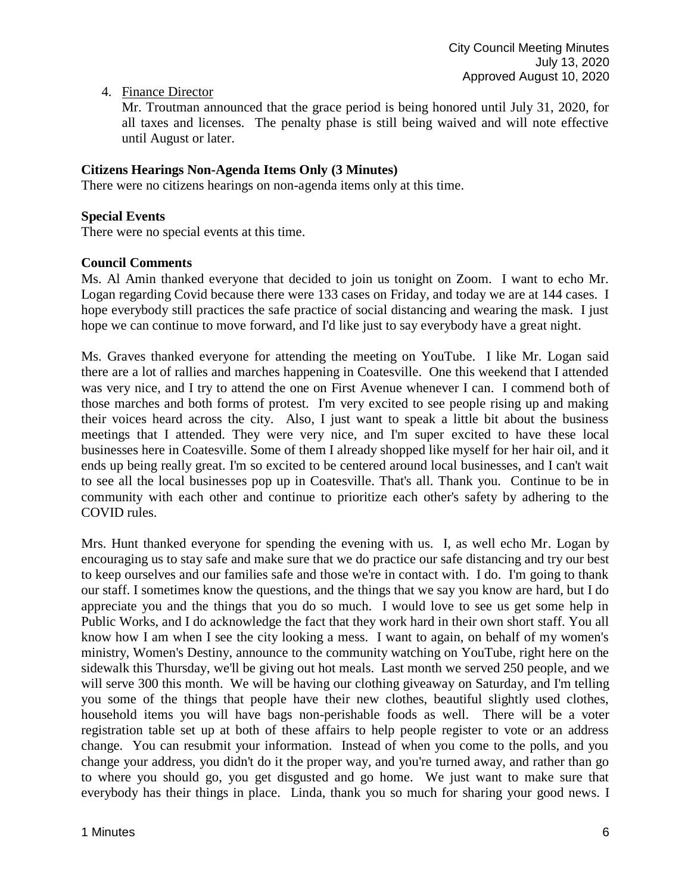4. Finance Director

   Mr. Troutman announced that the grace period is being honored until July 31, 2020, for all taxes and licenses. The penalty phase is still being waived and will note effective until August or later.

**Citizens Hearings Non-Agenda Items Only (3 Minutes)**

There were no citizens hearings on non-agenda items only at this time.

**Special Events**

There were no special events at this time.

**Council Comments**

Ms. Al Amin thanked everyone that decided to join us tonight on Zoom. I want to echo Mr. Logan regarding Covid because there were 133 cases on Friday, and today we are at 144 cases. I hope everybody still practices the safe practice of social distancing and wearing the mask. I just hope we can continue to move forward, and I'd like just to say everybody have a great night.

Ms. Graves thanked everyone for attending the meeting on YouTube. I like Mr. Logan said there are a lot of rallies and marches happening in Coatesville. One this weekend that I attended was very nice, and I try to attend the one on First Avenue whenever I can. I commend both of those marches and both forms of protest. I'm very excited to see people rising up and making their voices heard across the city. Also, I just want to speak a little bit about the business meetings that I attended. They were very nice, and I'm super excited to have these local businesses here in Coatesville. Some of them I already shopped like myself for her hair oil, and it ends up being really great. I'm so excited to be centered around local businesses, and I can't wait to see all the local businesses pop up in Coatesville. That's all. Thank you. Continue to be in community with each other and continue to prioritize each other's safety by adhering to the COVID rules.

Mrs. Hunt thanked everyone for spending the evening with us. I, as well echo Mr. Logan by encouraging us to stay safe and make sure that we do practice our safe distancing and try our best to keep ourselves and our families safe and those we're in contact with. I do. I'm going to thank our staff. I sometimes know the questions, and the things that we say you know are hard, but I do appreciate you and the things that you do so much. I would love to see us get some help in Public Works, and I do acknowledge the fact that they work hard in their own short staff. You all know how I am when I see the city looking a mess. I want to again, on behalf of my women's ministry, Women's Destiny, announce to the community watching on YouTube, right here on the sidewalk this Thursday, we'll be giving out hot meals. Last month we served 250 people, and we will serve 300 this month. We will be having our clothing giveaway on Saturday, and I'm telling you some of the things that people have their new clothes, beautiful slightly used clothes, household items you will have bags non-perishable foods as well. There will be a voter registration table set up at both of these affairs to help people register to vote or an address change. You can resubmit your information. Instead of when you come to the polls, and you change your address, you didn't do it the proper way, and you're turned away, and rather than go to where you should go, you get disgusted and go home. We just want to make sure that everybody has their things in place. Linda, thank you so much for sharing your good news. I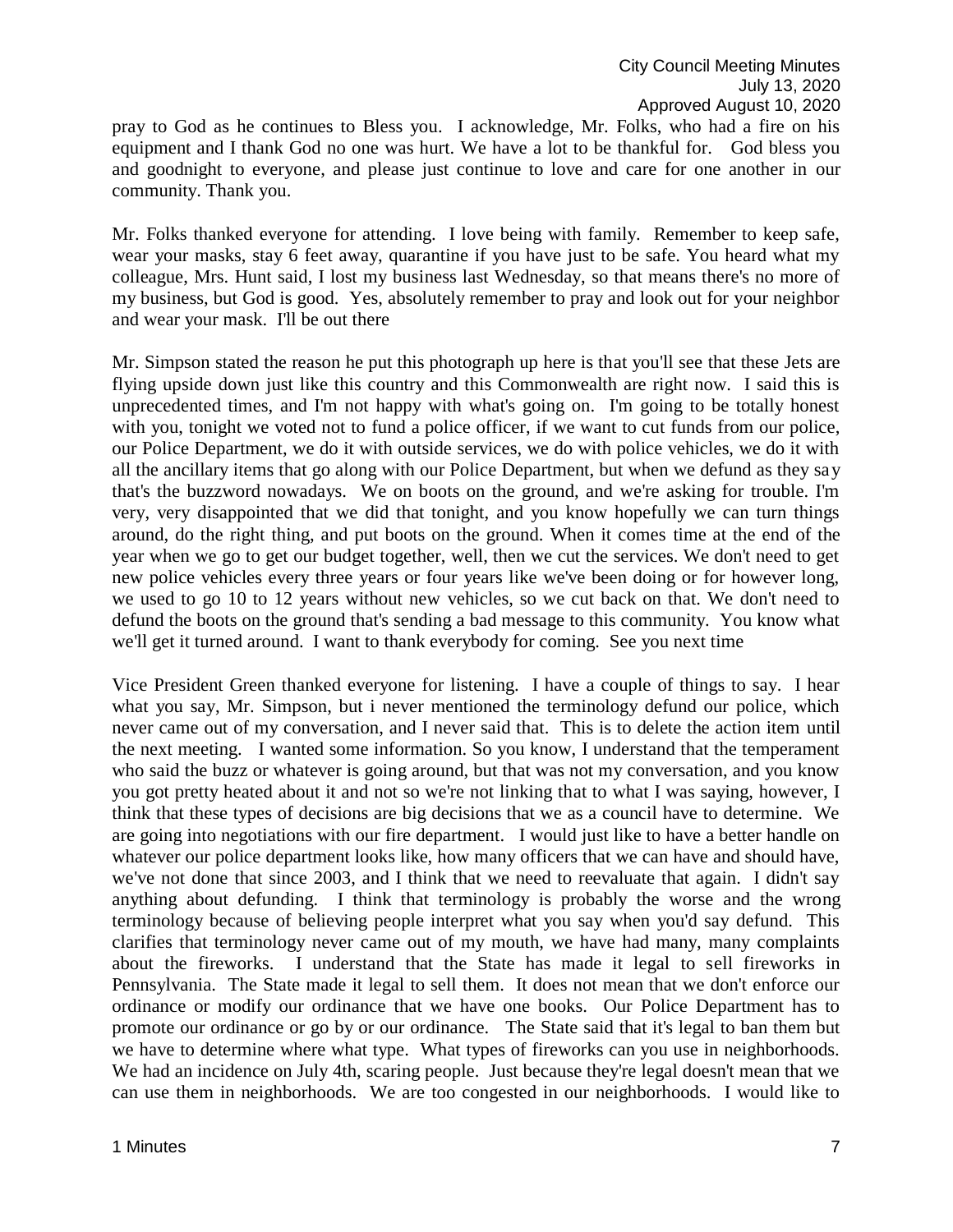pray to God as he continues to Bless you. I acknowledge, Mr. Folks, who had a fire on his equipment and I thank God no one was hurt. We have a lot to be thankful for. God bless you and goodnight to everyone, and please just continue to love and care for one another in our community. Thank you.

Mr. Folks thanked everyone for attending. I love being with family. Remember to keep safe, wear your masks, stay 6 feet away, quarantine if you have just to be safe. You heard what my colleague, Mrs. Hunt said, I lost my business last Wednesday, so that means there's no more of my business, but God is good. Yes, absolutely remember to pray and look out for your neighbor and wear your mask. I'll be out there

Mr. Simpson stated the reason he put this photograph up here is that you'll see that these Jets are flying upside down just like this country and this Commonwealth are right now. I said this is unprecedented times, and I'm not happy with what's going on. I'm going to be totally honest with you, tonight we voted not to fund a police officer, if we want to cut funds from our police, our Police Department, we do it with outside services, we do with police vehicles, we do it with all the ancillary items that go along with our Police Department, but when we defund as they say that's the buzzword nowadays. We on boots on the ground, and we're asking for trouble. I'm very, very disappointed that we did that tonight, and you know hopefully we can turn things around, do the right thing, and put boots on the ground. When it comes time at the end of the year when we go to get our budget together, well, then we cut the services. We don't need to get new police vehicles every three years or four years like we've been doing or for however long, we used to go 10 to 12 years without new vehicles, so we cut back on that. We don't need to defund the boots on the ground that's sending a bad message to this community. You know what we'll get it turned around. I want to thank everybody for coming. See you next time

Vice President Green thanked everyone for listening. I have a couple of things to say. I hear what you say, Mr. Simpson, but i never mentioned the terminology defund our police, which never came out of my conversation, and I never said that. This is to delete the action item until the next meeting. I wanted some information. So you know, I understand that the temperament who said the buzz or whatever is going around, but that was not my conversation, and you know you got pretty heated about it and not so we're not linking that to what I was saying, however, I think that these types of decisions are big decisions that we as a council have to determine. We are going into negotiations with our fire department. I would just like to have a better handle on whatever our police department looks like, how many officers that we can have and should have, we've not done that since 2003, and I think that we need to reevaluate that again. I didn't say anything about defunding. I think that terminology is probably the worse and the wrong terminology because of believing people interpret what you say when you'd say defund. This clarifies that terminology never came out of my mouth, we have had many, many complaints about the fireworks. I understand that the State has made it legal to sell fireworks in Pennsylvania. The State made it legal to sell them. It does not mean that we don't enforce our ordinance or modify our ordinance that we have one books. Our Police Department has to promote our ordinance or go by or our ordinance. The State said that it's legal to ban them but we have to determine where what type. What types of fireworks can you use in neighborhoods. We had an incidence on July 4th, scaring people. Just because they're legal doesn't mean that we can use them in neighborhoods. We are too congested in our neighborhoods. I would like to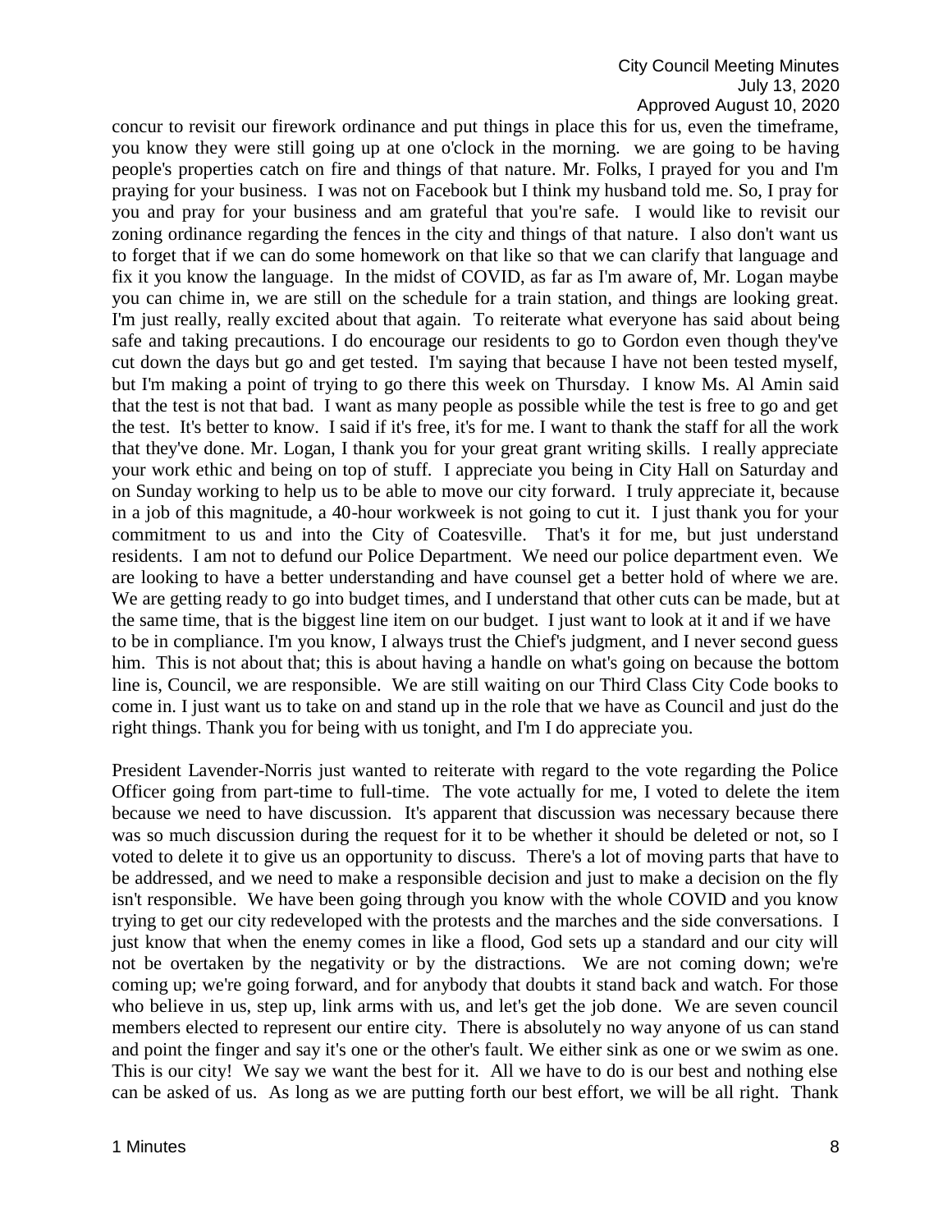concur to revisit our firework ordinance and put things in place this for us, even the timeframe, you know they were still going up at one o'clock in the morning. we are going to be having people's properties catch on fire and things of that nature. Mr. Folks, I prayed for you and I'm praying for your business. I was not on Facebook but I think my husband told me. So, I pray for you and pray for your business and am grateful that you're safe. I would like to revisit our zoning ordinance regarding the fences in the city and things of that nature. I also don't want us to forget that if we can do some homework on that like so that we can clarify that language and fix it you know the language. In the midst of COVID, as far as I'm aware of, Mr. Logan maybe you can chime in, we are still on the schedule for a train station, and things are looking great. I'm just really, really excited about that again. To reiterate what everyone has said about being safe and taking precautions. I do encourage our residents to go to Gordon even though they've cut down the days but go and get tested. I'm saying that because I have not been tested myself, but I'm making a point of trying to go there this week on Thursday. I know Ms. Al Amin said that the test is not that bad. I want as many people as possible while the test is free to go and get the test. It's better to know. I said if it's free, it's for me. I want to thank the staff for all the work that they've done. Mr. Logan, I thank you for your great grant writing skills. I really appreciate your work ethic and being on top of stuff. I appreciate you being in City Hall on Saturday and on Sunday working to help us to be able to move our city forward. I truly appreciate it, because in a job of this magnitude, a 40-hour workweek is not going to cut it. I just thank you for your commitment to us and into the City of Coatesville. That's it for me, but just understand residents. I am not to defund our Police Department. We need our police department even. We are looking to have a better understanding and have counsel get a better hold of where we are. We are getting ready to go into budget times, and I understand that other cuts can be made, but at the same time, that is the biggest line item on our budget. I just want to look at it and if we have to be in compliance. I'm you know, I always trust the Chief's judgment, and I never second guess him. This is not about that; this is about having a handle on what's going on because the bottom line is, Council, we are responsible. We are still waiting on our Third Class City Code books to come in. I just want us to take on and stand up in the role that we have as Council and just do the right things. Thank you for being with us tonight, and I'm I do appreciate you.

President Lavender-Norris just wanted to reiterate with regard to the vote regarding the Police Officer going from part-time to full-time. The vote actually for me, I voted to delete the item because we need to have discussion. It's apparent that discussion was necessary because there was so much discussion during the request for it to be whether it should be deleted or not, so I voted to delete it to give us an opportunity to discuss. There's a lot of moving parts that have to be addressed, and we need to make a responsible decision and just to make a decision on the fly isn't responsible. We have been going through you know with the whole COVID and you know trying to get our city redeveloped with the protests and the marches and the side conversations. I just know that when the enemy comes in like a flood, God sets up a standard and our city will not be overtaken by the negativity or by the distractions. We are not coming down; we're coming up; we're going forward, and for anybody that doubts it stand back and watch. For those who believe in us, step up, link arms with us, and let's get the job done. We are seven council members elected to represent our entire city. There is absolutely no way anyone of us can stand and point the finger and say it's one or the other's fault. We either sink as one or we swim as one. This is our city! We say we want the best for it. All we have to do is our best and nothing else can be asked of us. As long as we are putting forth our best effort, we will be all right. Thank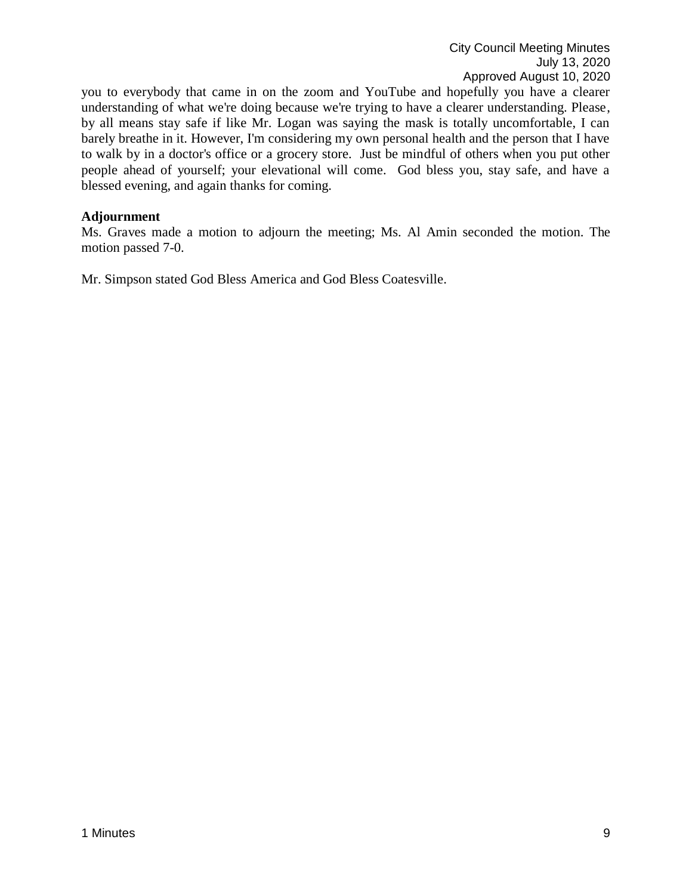you to everybody that came in on the zoom and YouTube and hopefully you have a clearer understanding of what we're doing because we're trying to have a clearer understanding. Please, by all means stay safe if like Mr. Logan was saying the mask is totally uncomfortable, I can barely breathe in it. However, I'm considering my own personal health and the person that I have to walk by in a doctor's office or a grocery store. Just be mindful of others when you put other people ahead of yourself; your elevational will come. God bless you, stay safe, and have a blessed evening, and again thanks for coming.

**Adjournment**

Ms. Graves made a motion to adjourn the meeting; Ms. Al Amin seconded the motion. The motion passed 7-0.

Mr. Simpson stated God Bless America and God Bless Coatesville.